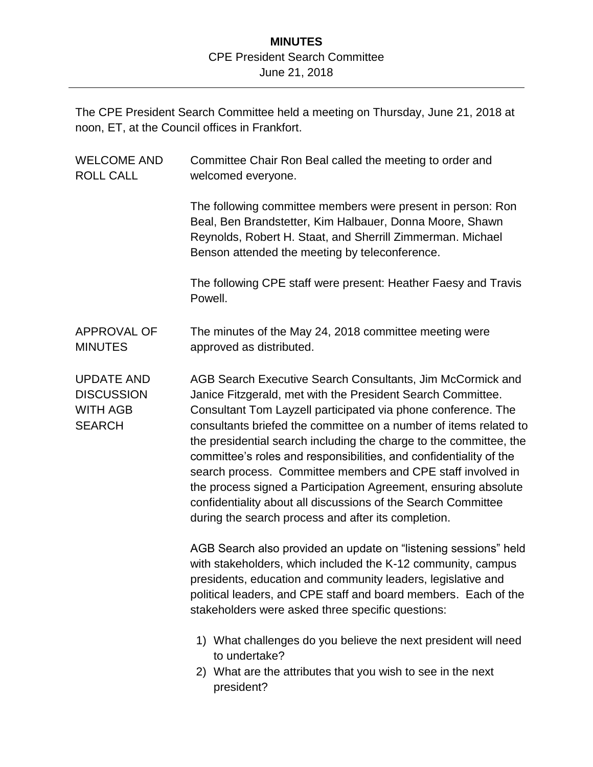# MINUTES

CPE President Search Committee
June 21, 2018

---

The CPE President Search Committee held a meeting on Thursday, June 21, 2018 at noon, ET, at the Council offices in Frankfort.

**WELCOME AND ROLL CALL**

Committee Chair Ron Beal called the meeting to order and welcomed everyone.

The following committee members were present in person: Ron Beal, Ben Brandstetter, Kim Halbauer, Donna Moore, Shawn Reynolds, Robert H. Staat, and Sherrill Zimmerman. Michael Benson attended the meeting by teleconference.

The following CPE staff were present: Heather Faesy and Travis Powell.

**APPROVAL OF MINUTES**

The minutes of the May 24, 2018 committee meeting were approved as distributed.

**UPDATE AND DISCUSSION WITH AGB SEARCH**

AGB Search Executive Search Consultants, Jim McCormick and Janice Fitzgerald, met with the President Search Committee. Consultant Tom Layzell participated via phone conference. The consultants briefed the committee on a number of items related to the presidential search including the charge to the committee, the committee's roles and responsibilities, and confidentiality of the search process. Committee members and CPE staff involved in the process signed a Participation Agreement, ensuring absolute confidentiality about all discussions of the Search Committee during the search process and after its completion.

AGB Search also provided an update on "listening sessions" held with stakeholders, which included the K-12 community, campus presidents, education and community leaders, legislative and political leaders, and CPE staff and board members. Each of the stakeholders were asked three specific questions:

1) What challenges do you believe the next president will need to undertake?
2) What are the attributes that you wish to see in the next president?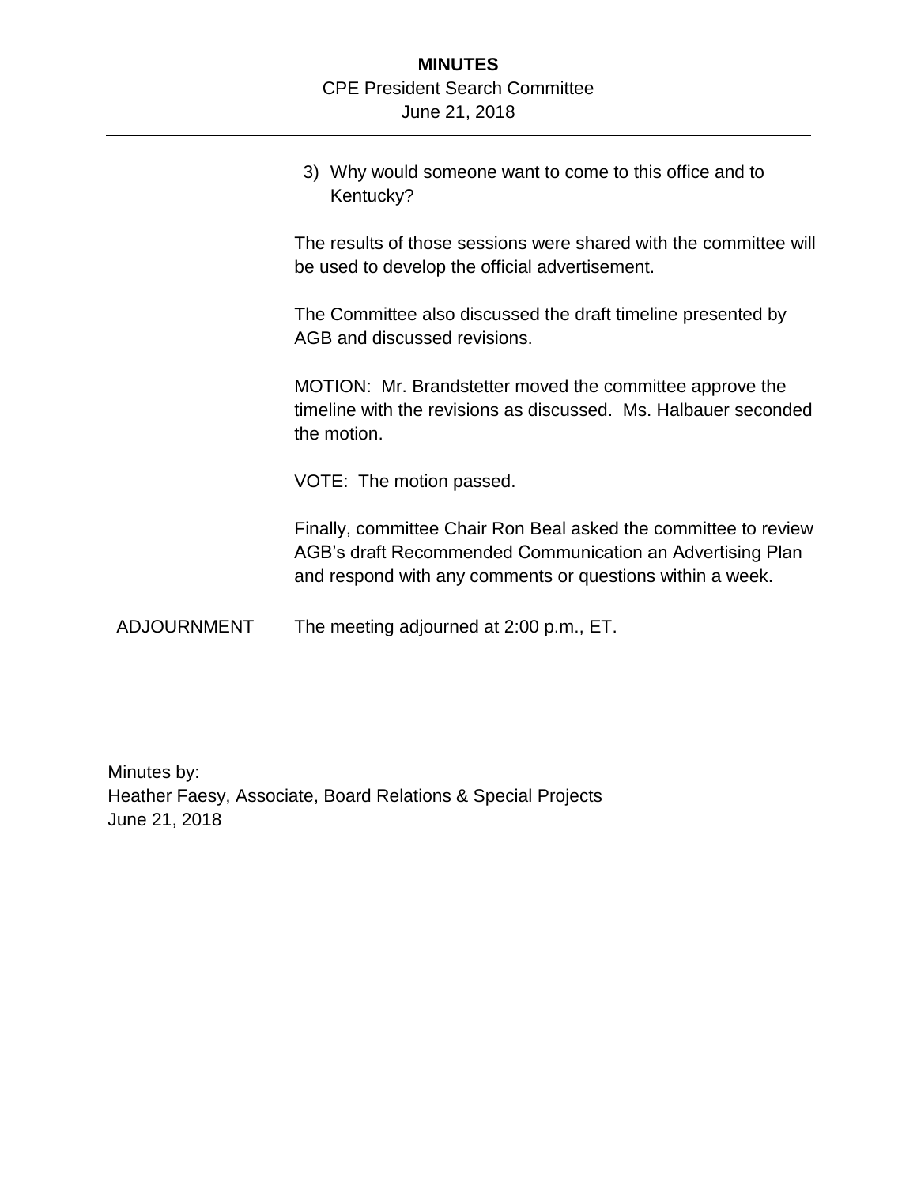3) Why would someone want to come to this office and to Kentucky?

The results of those sessions were shared with the committee will be used to develop the official advertisement.

The Committee also discussed the draft timeline presented by AGB and discussed revisions.

MOTION: Mr. Brandstetter moved the committee approve the timeline with the revisions as discussed. Ms. Halbauer seconded the motion.

VOTE: The motion passed.

Finally, committee Chair Ron Beal asked the committee to review AGB's draft Recommended Communication an Advertising Plan and respond with any comments or questions within a week.

ADJOURNMENT The meeting adjourned at 2:00 p.m., ET.

Minutes by:
Heather Faesy, Associate, Board Relations & Special Projects
June 21, 2018